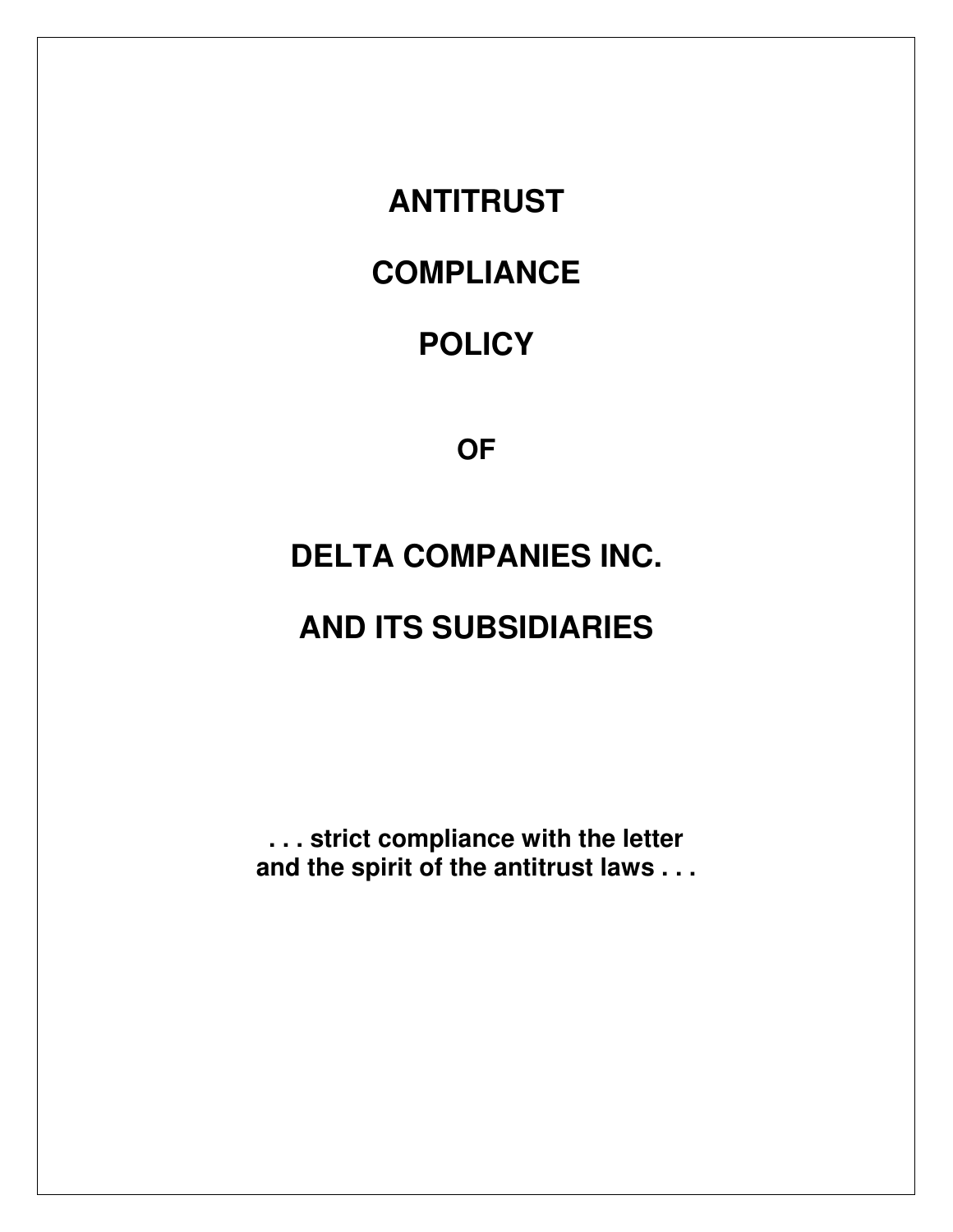# ANTITRUST

# COMPLIANCE

# POLICY

## OF

# DELTA COMPANIES INC.

# AND ITS SUBSIDIARIES

**. . . strict compliance with the letter and the spirit of the antitrust laws . . .**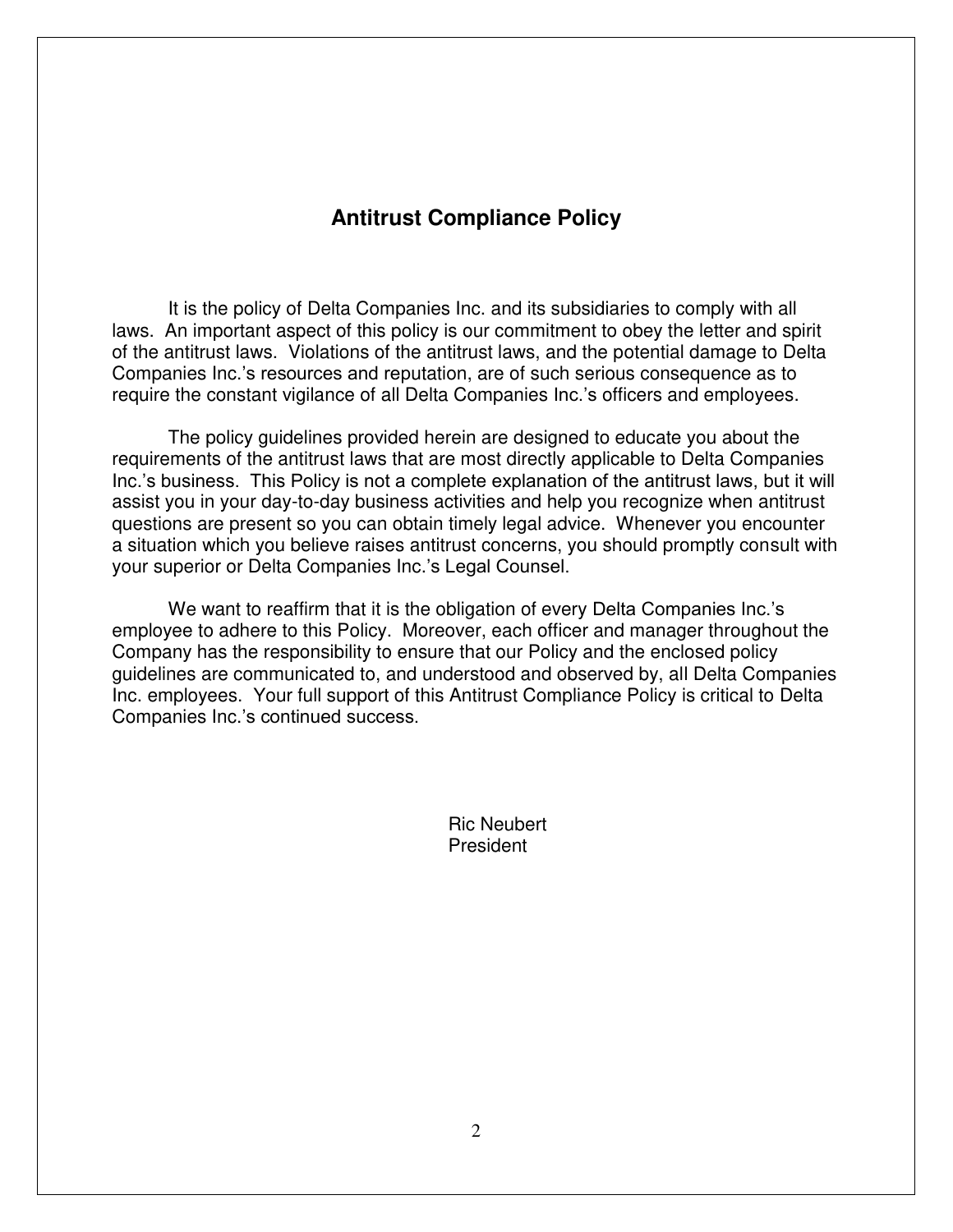## Antitrust Compliance Policy

It is the policy of Delta Companies Inc. and its subsidiaries to comply with all laws. An important aspect of this policy is our commitment to obey the letter and spirit of the antitrust laws. Violations of the antitrust laws, and the potential damage to Delta Companies Inc.'s resources and reputation, are of such serious consequence as to require the constant vigilance of all Delta Companies Inc.'s officers and employees.

The policy guidelines provided herein are designed to educate you about the requirements of the antitrust laws that are most directly applicable to Delta Companies Inc.'s business. This Policy is not a complete explanation of the antitrust laws, but it will assist you in your day-to-day business activities and help you recognize when antitrust questions are present so you can obtain timely legal advice. Whenever you encounter a situation which you believe raises antitrust concerns, you should promptly consult with your superior or Delta Companies Inc.'s Legal Counsel.

We want to reaffirm that it is the obligation of every Delta Companies Inc.'s employee to adhere to this Policy. Moreover, each officer and manager throughout the Company has the responsibility to ensure that our Policy and the enclosed policy guidelines are communicated to, and understood and observed by, all Delta Companies Inc. employees. Your full support of this Antitrust Compliance Policy is critical to Delta Companies Inc.'s continued success.

Ric Neubert
President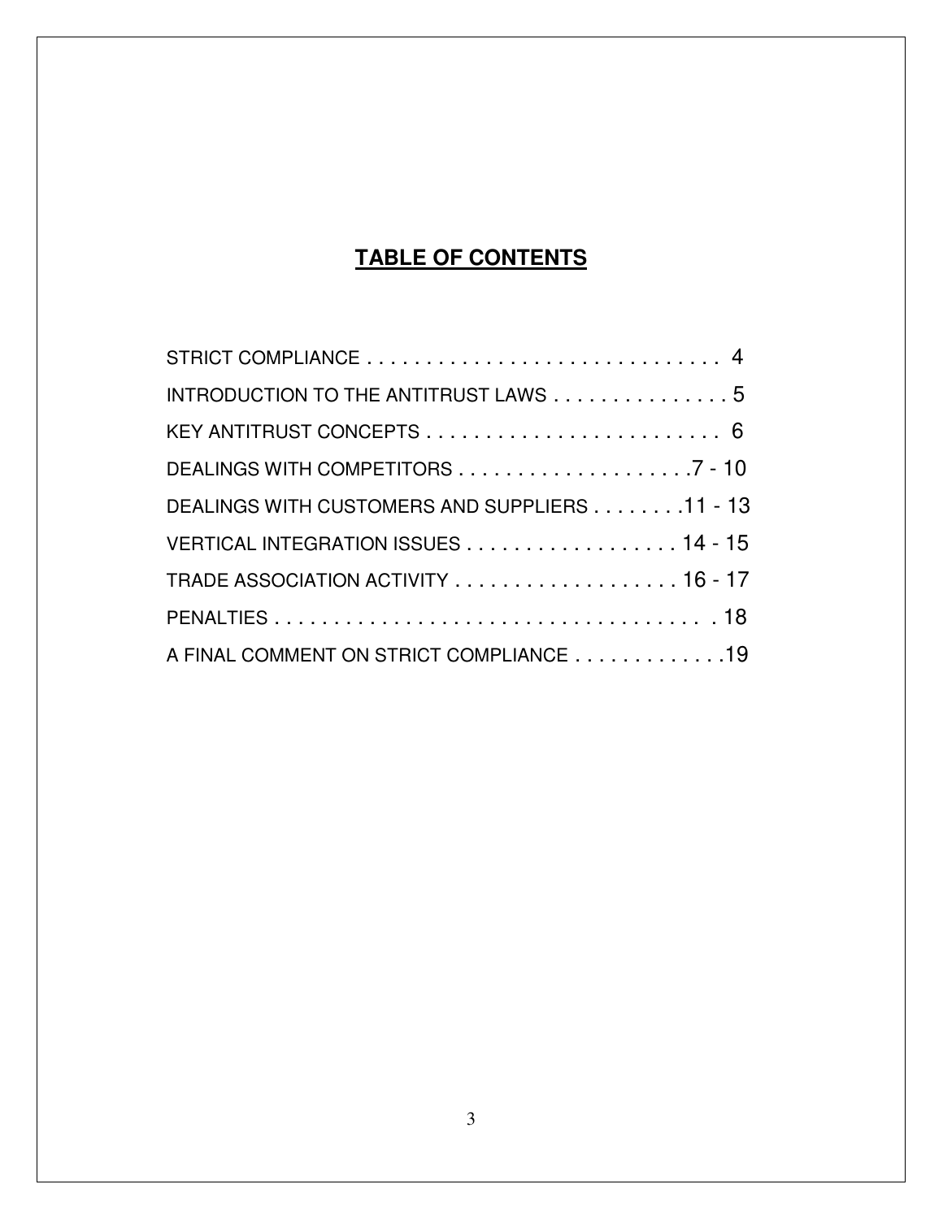# TABLE OF CONTENTS

STRICT COMPLIANCE . . . . . . . . . . . . . . . . . . . . . . . . . . . . . . 4

INTRODUCTION TO THE ANTITRUST LAWS . . . . . . . . . . . . . . . 5

KEY ANTITRUST CONCEPTS . . . . . . . . . . . . . . . . . . . . . . . . . 6

DEALINGS WITH COMPETITORS . . . . . . . . . . . . . . . . . . . .7 - 10

DEALINGS WITH CUSTOMERS AND SUPPLIERS . . . . . . . .11 - 13

VERTICAL INTEGRATION ISSUES . . . . . . . . . . . . . . . . . . 14 - 15

TRADE ASSOCIATION ACTIVITY . . . . . . . . . . . . . . . . . . . 16 - 17

PENALTIES . . . . . . . . . . . . . . . . . . . . . . . . . . . . . . . . . . . . . 18

A FINAL COMMENT ON STRICT COMPLIANCE . . . . . . . . . . . . .19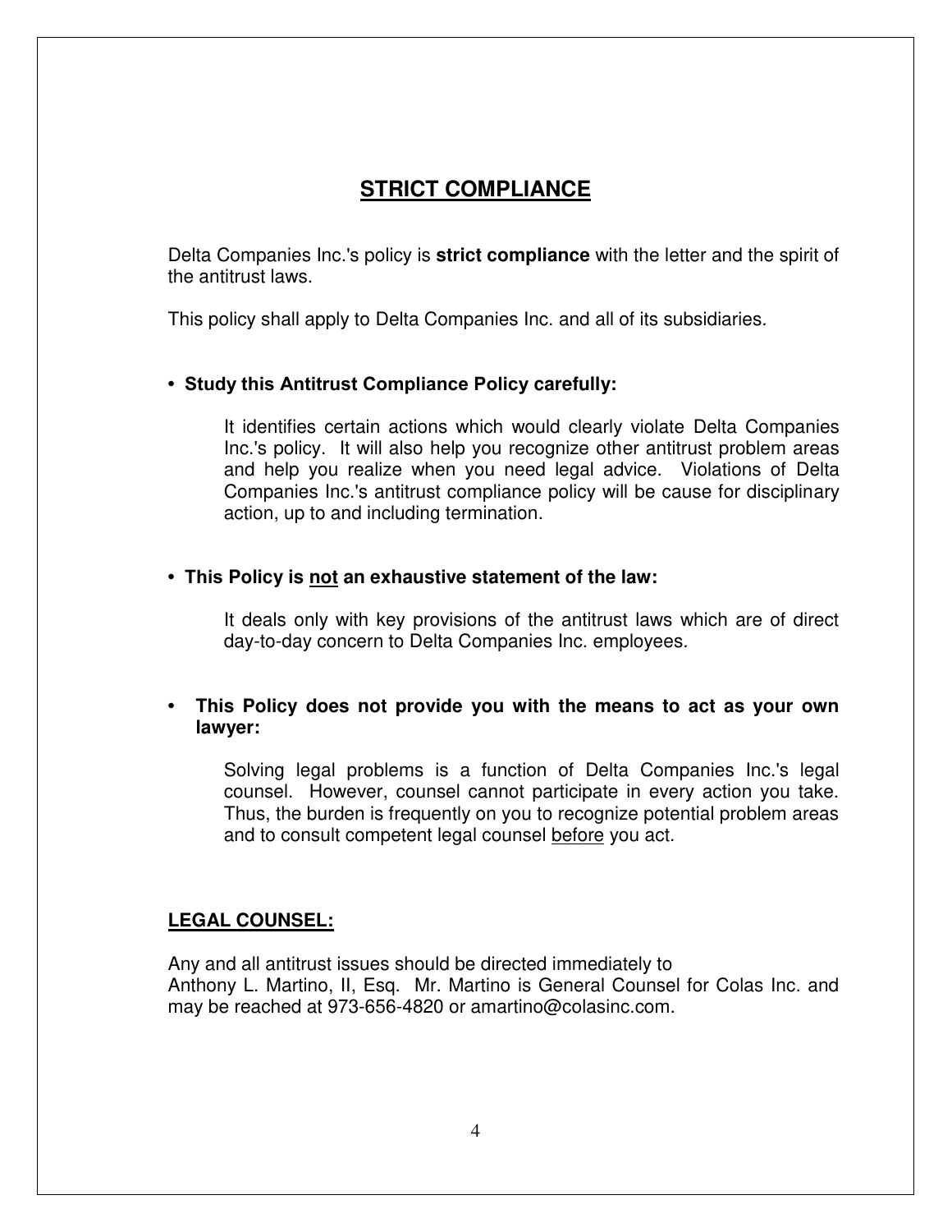# STRICT COMPLIANCE

Delta Companies Inc.'s policy is **strict compliance** with the letter and the spirit of the antitrust laws.

This policy shall apply to Delta Companies Inc. and all of its subsidiaries.

- **Study this Antitrust Compliance Policy carefully:**

  It identifies certain actions which would clearly violate Delta Companies Inc.'s policy. It will also help you recognize other antitrust problem areas and help you realize when you need legal advice. Violations of Delta Companies Inc.'s antitrust compliance policy will be cause for disciplinary action, up to and including termination.

- **This Policy is <u>not</u> an exhaustive statement of the law:**

  It deals only with key provisions of the antitrust laws which are of direct day-to-day concern to Delta Companies Inc. employees.

- **This Policy does not provide you with the means to act as your own lawyer:**

  Solving legal problems is a function of Delta Companies Inc.'s legal counsel. However, counsel cannot participate in every action you take. Thus, the burden is frequently on you to recognize potential problem areas and to consult competent legal counsel <u>before</u> you act.

## LEGAL COUNSEL:

Any and all antitrust issues should be directed immediately to Anthony L. Martino, II, Esq. Mr. Martino is General Counsel for Colas Inc. and may be reached at 973-656-4820 or amartino@colasinc.com.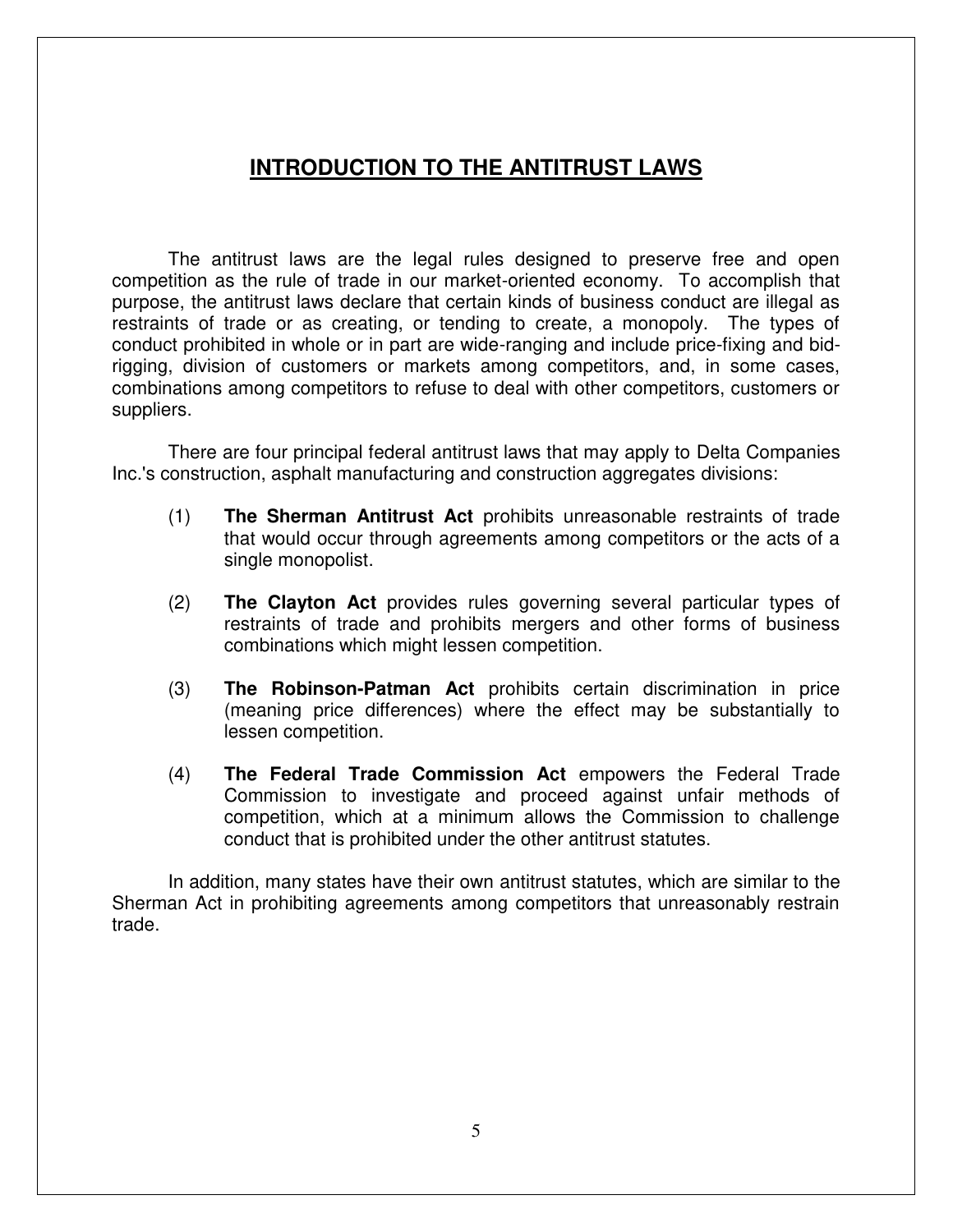# INTRODUCTION TO THE ANTITRUST LAWS

The antitrust laws are the legal rules designed to preserve free and open competition as the rule of trade in our market-oriented economy. To accomplish that purpose, the antitrust laws declare that certain kinds of business conduct are illegal as restraints of trade or as creating, or tending to create, a monopoly. The types of conduct prohibited in whole or in part are wide-ranging and include price-fixing and bid-rigging, division of customers or markets among competitors, and, in some cases, combinations among competitors to refuse to deal with other competitors, customers or suppliers.

There are four principal federal antitrust laws that may apply to Delta Companies Inc.'s construction, asphalt manufacturing and construction aggregates divisions:

(1) **The Sherman Antitrust Act** prohibits unreasonable restraints of trade that would occur through agreements among competitors or the acts of a single monopolist.

(2) **The Clayton Act** provides rules governing several particular types of restraints of trade and prohibits mergers and other forms of business combinations which might lessen competition.

(3) **The Robinson-Patman Act** prohibits certain discrimination in price (meaning price differences) where the effect may be substantially to lessen competition.

(4) **The Federal Trade Commission Act** empowers the Federal Trade Commission to investigate and proceed against unfair methods of competition, which at a minimum allows the Commission to challenge conduct that is prohibited under the other antitrust statutes.

In addition, many states have their own antitrust statutes, which are similar to the Sherman Act in prohibiting agreements among competitors that unreasonably restrain trade.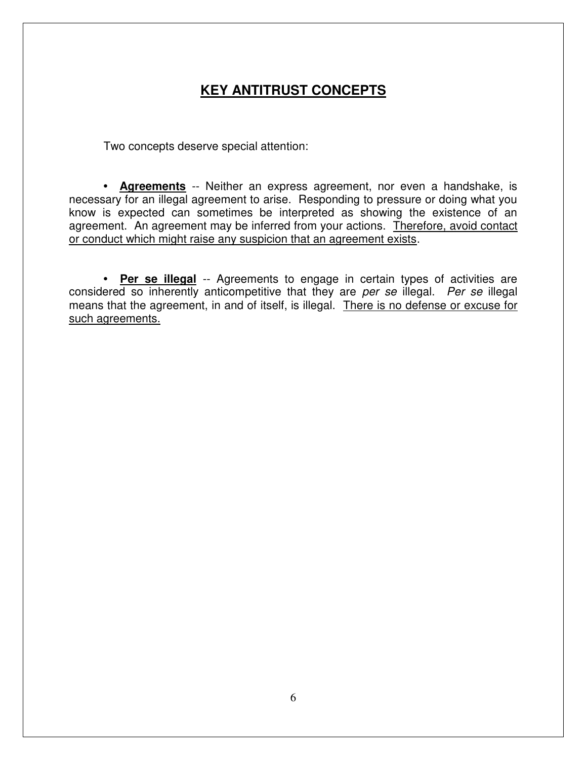## KEY ANTITRUST CONCEPTS

Two concepts deserve special attention:

- **Agreements** -- Neither an express agreement, nor even a handshake, is necessary for an illegal agreement to arise. Responding to pressure or doing what you know is expected can sometimes be interpreted as showing the existence of an agreement. An agreement may be inferred from your actions. Therefore, avoid contact or conduct which might raise any suspicion that an agreement exists.

- **Per se illegal** -- Agreements to engage in certain types of activities are considered so inherently anticompetitive that they are *per se* illegal. *Per se* illegal means that the agreement, in and of itself, is illegal. There is no defense or excuse for such agreements.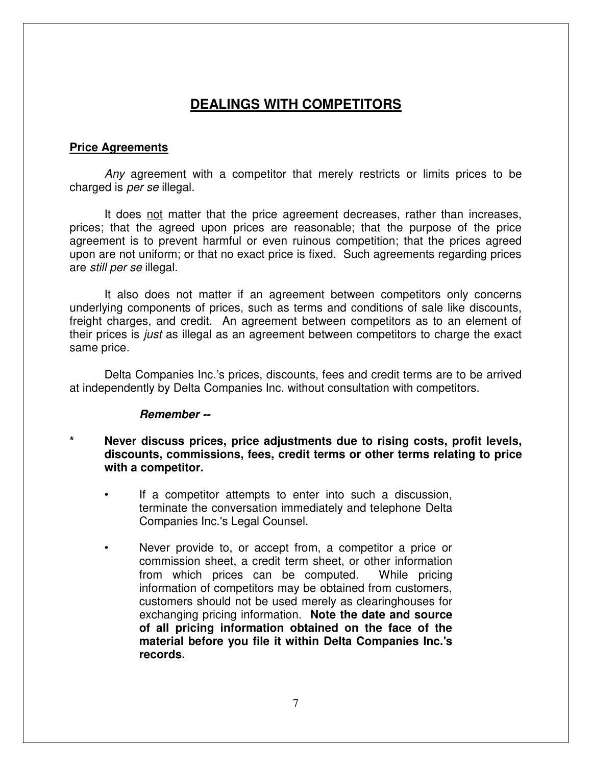# DEALINGS WITH COMPETITORS

## Price Agreements

*Any* agreement with a competitor that merely restricts or limits prices to be charged is *per se* illegal.

It does not matter that the price agreement decreases, rather than increases, prices; that the agreed upon prices are reasonable; that the purpose of the price agreement is to prevent harmful or even ruinous competition; that the prices agreed upon are not uniform; or that no exact price is fixed. Such agreements regarding prices are *still per se* illegal.

It also does not matter if an agreement between competitors only concerns underlying components of prices, such as terms and conditions of sale like discounts, freight charges, and credit. An agreement between competitors as to an element of their prices is *just* as illegal as an agreement between competitors to charge the exact same price.

Delta Companies Inc.'s prices, discounts, fees and credit terms are to be arrived at independently by Delta Companies Inc. without consultation with competitors.

***Remember --***

* **Never discuss prices, price adjustments due to rising costs, profit levels, discounts, commissions, fees, credit terms or other terms relating to price with a competitor.**
  - If a competitor attempts to enter into such a discussion, terminate the conversation immediately and telephone Delta Companies Inc.'s Legal Counsel.
  - Never provide to, or accept from, a competitor a price or commission sheet, a credit term sheet, or other information from which prices can be computed. While pricing information of competitors may be obtained from customers, customers should not be used merely as clearinghouses for exchanging pricing information. **Note the date and source of all pricing information obtained on the face of the material before you file it within Delta Companies Inc.'s records.**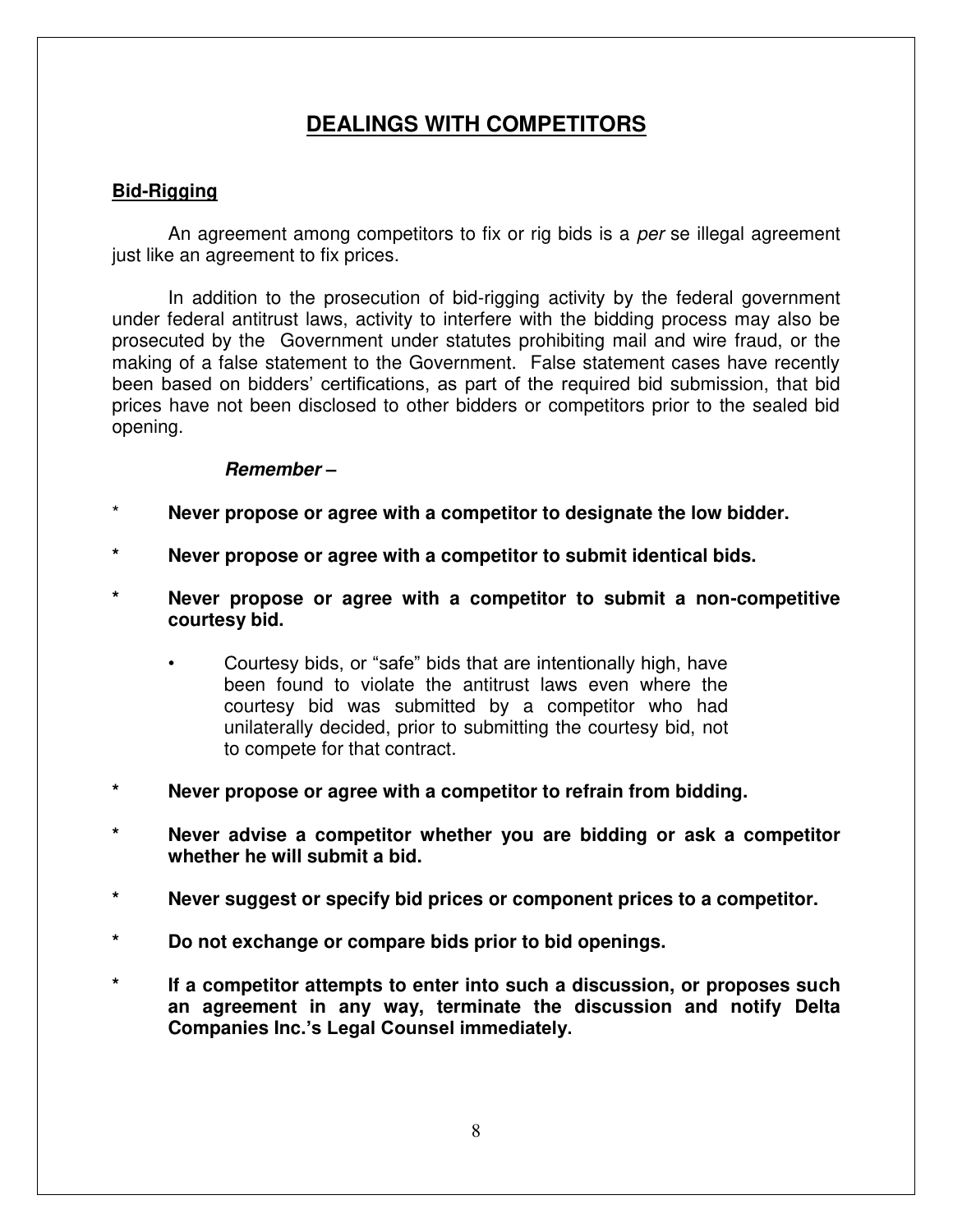# DEALINGS WITH COMPETITORS

## Bid-Rigging

An agreement among competitors to fix or rig bids is a *per* se illegal agreement just like an agreement to fix prices.

In addition to the prosecution of bid-rigging activity by the federal government under federal antitrust laws, activity to interfere with the bidding process may also be prosecuted by the Government under statutes prohibiting mail and wire fraud, or the making of a false statement to the Government. False statement cases have recently been based on bidders' certifications, as part of the required bid submission, that bid prices have not been disclosed to other bidders or competitors prior to the sealed bid opening.

***Remember –***

- **Never propose or agree with a competitor to designate the low bidder.**
- **Never propose or agree with a competitor to submit identical bids.**
- **Never propose or agree with a competitor to submit a non-competitive courtesy bid.**
    - Courtesy bids, or "safe" bids that are intentionally high, have been found to violate the antitrust laws even where the courtesy bid was submitted by a competitor who had unilaterally decided, prior to submitting the courtesy bid, not to compete for that contract.
- **Never propose or agree with a competitor to refrain from bidding.**
- **Never advise a competitor whether you are bidding or ask a competitor whether he will submit a bid.**
- **Never suggest or specify bid prices or component prices to a competitor.**
- **Do not exchange or compare bids prior to bid openings.**
- **If a competitor attempts to enter into such a discussion, or proposes such an agreement in any way, terminate the discussion and notify Delta Companies Inc.'s Legal Counsel immediately.**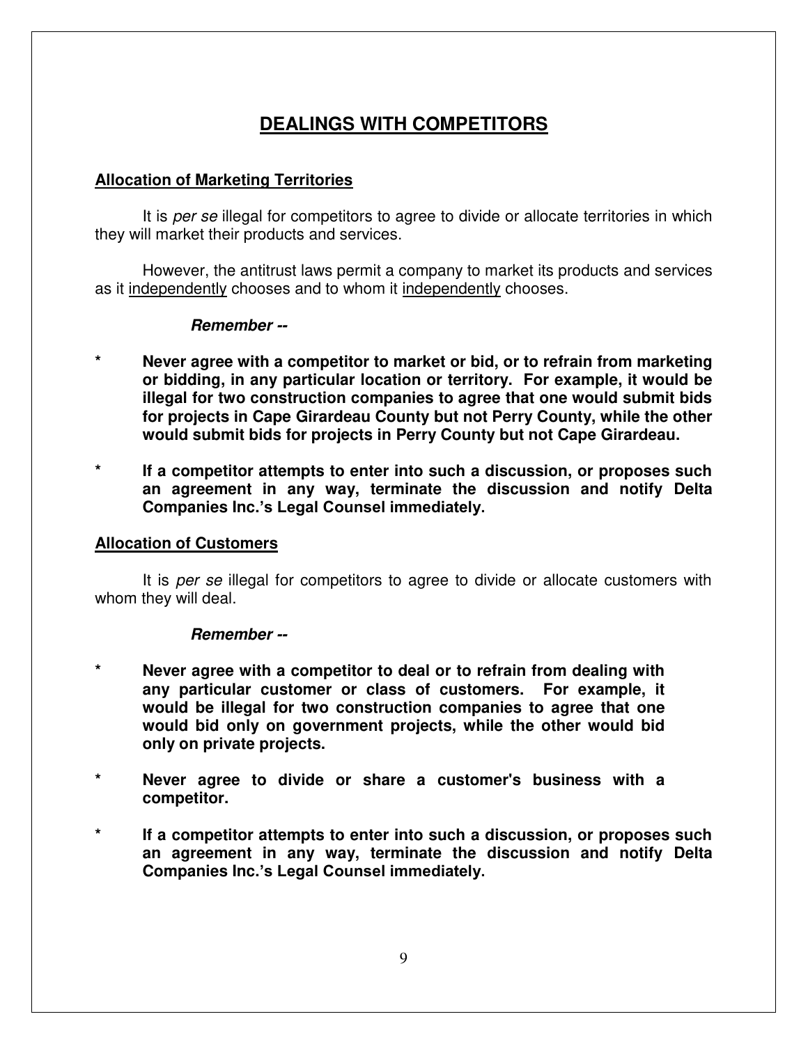# DEALINGS WITH COMPETITORS

## Allocation of Marketing Territories

It is *per se* illegal for competitors to agree to divide or allocate territories in which they will market their products and services.

However, the antitrust laws permit a company to market its products and services as it <u>independently</u> chooses and to whom it <u>independently</u> chooses.

***Remember --***

- **Never agree with a competitor to market or bid, or to refrain from marketing or bidding, in any particular location or territory. For example, it would be illegal for two construction companies to agree that one would submit bids for projects in Cape Girardeau County but not Perry County, while the other would submit bids for projects in Perry County but not Cape Girardeau.**

- **If a competitor attempts to enter into such a discussion, or proposes such an agreement in any way, terminate the discussion and notify Delta Companies Inc.'s Legal Counsel immediately.**

## Allocation of Customers

It is *per se* illegal for competitors to agree to divide or allocate customers with whom they will deal.

***Remember --***

- **Never agree with a competitor to deal or to refrain from dealing with any particular customer or class of customers. For example, it would be illegal for two construction companies to agree that one would bid only on government projects, while the other would bid only on private projects.**

- **Never agree to divide or share a customer's business with a competitor.**

- **If a competitor attempts to enter into such a discussion, or proposes such an agreement in any way, terminate the discussion and notify Delta Companies Inc.'s Legal Counsel immediately.**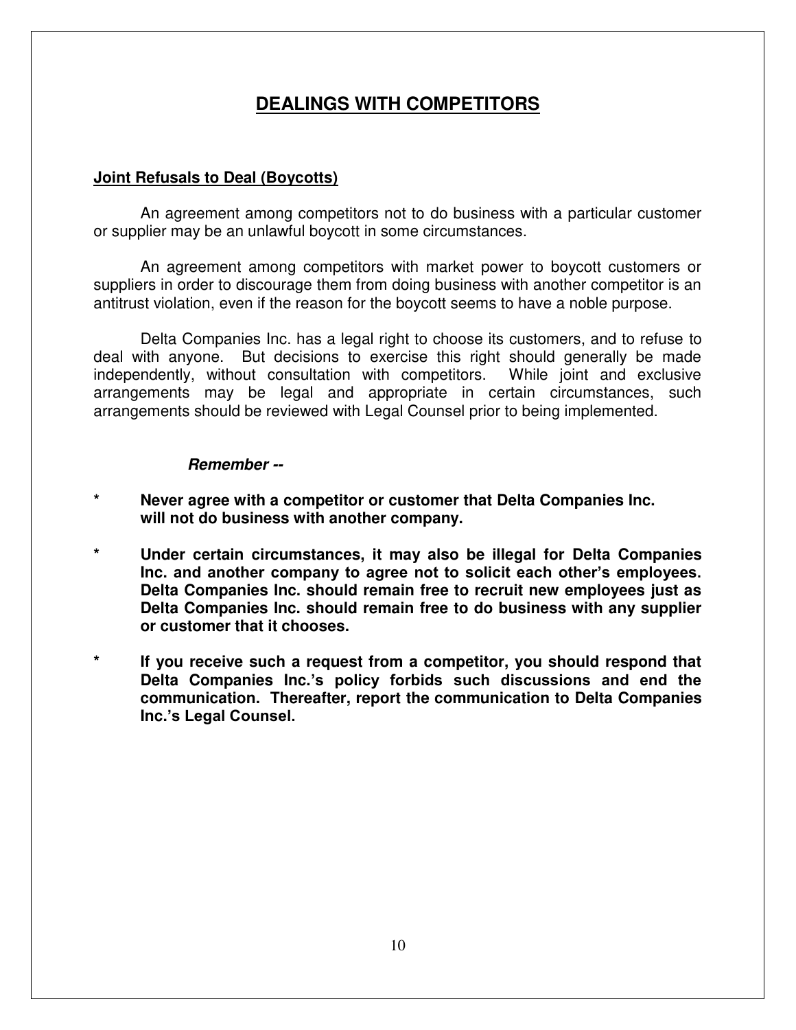# DEALINGS WITH COMPETITORS

## Joint Refusals to Deal (Boycotts)

An agreement among competitors not to do business with a particular customer or supplier may be an unlawful boycott in some circumstances.

An agreement among competitors with market power to boycott customers or suppliers in order to discourage them from doing business with another competitor is an antitrust violation, even if the reason for the boycott seems to have a noble purpose.

Delta Companies Inc. has a legal right to choose its customers, and to refuse to deal with anyone. But decisions to exercise this right should generally be made independently, without consultation with competitors. While joint and exclusive arrangements may be legal and appropriate in certain circumstances, such arrangements should be reviewed with Legal Counsel prior to being implemented.

***Remember --***

- **Never agree with a competitor or customer that Delta Companies Inc. will not do business with another company.**
- **Under certain circumstances, it may also be illegal for Delta Companies Inc. and another company to agree not to solicit each other's employees. Delta Companies Inc. should remain free to recruit new employees just as Delta Companies Inc. should remain free to do business with any supplier or customer that it chooses.**
- **If you receive such a request from a competitor, you should respond that Delta Companies Inc.'s policy forbids such discussions and end the communication. Thereafter, report the communication to Delta Companies Inc.'s Legal Counsel.**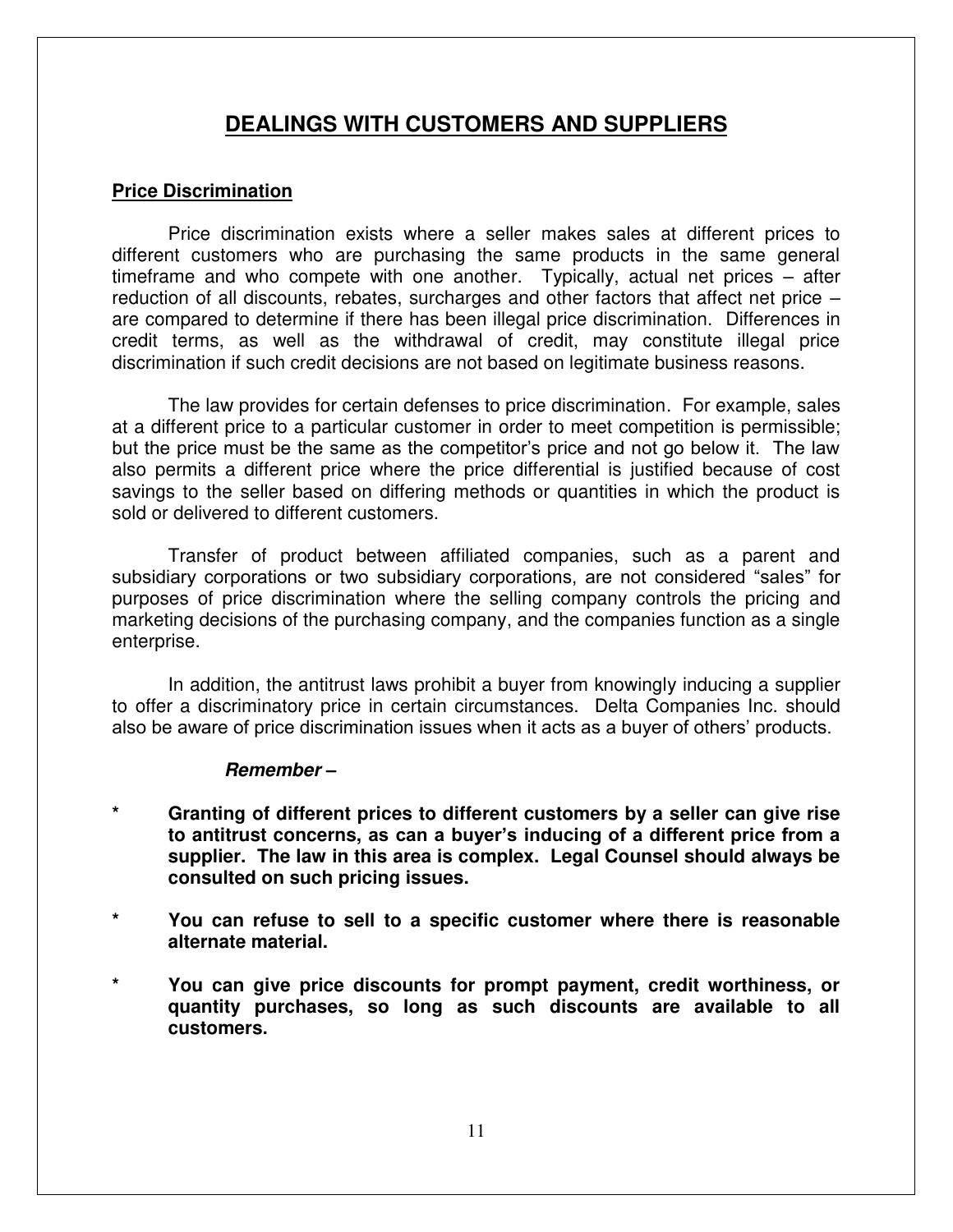# DEALINGS WITH CUSTOMERS AND SUPPLIERS

## Price Discrimination

Price discrimination exists where a seller makes sales at different prices to different customers who are purchasing the same products in the same general timeframe and who compete with one another. Typically, actual net prices – after reduction of all discounts, rebates, surcharges and other factors that affect net price – are compared to determine if there has been illegal price discrimination. Differences in credit terms, as well as the withdrawal of credit, may constitute illegal price discrimination if such credit decisions are not based on legitimate business reasons.

The law provides for certain defenses to price discrimination. For example, sales at a different price to a particular customer in order to meet competition is permissible; but the price must be the same as the competitor's price and not go below it. The law also permits a different price where the price differential is justified because of cost savings to the seller based on differing methods or quantities in which the product is sold or delivered to different customers.

Transfer of product between affiliated companies, such as a parent and subsidiary corporations or two subsidiary corporations, are not considered "sales" for purposes of price discrimination where the selling company controls the pricing and marketing decisions of the purchasing company, and the companies function as a single enterprise.

In addition, the antitrust laws prohibit a buyer from knowingly inducing a supplier to offer a discriminatory price in certain circumstances. Delta Companies Inc. should also be aware of price discrimination issues when it acts as a buyer of others' products.

***Remember –***

- **Granting of different prices to different customers by a seller can give rise to antitrust concerns, as can a buyer's inducing of a different price from a supplier. The law in this area is complex. Legal Counsel should always be consulted on such pricing issues.**

- **You can refuse to sell to a specific customer where there is reasonable alternate material.**

- **You can give price discounts for prompt payment, credit worthiness, or quantity purchases, so long as such discounts are available to all customers.**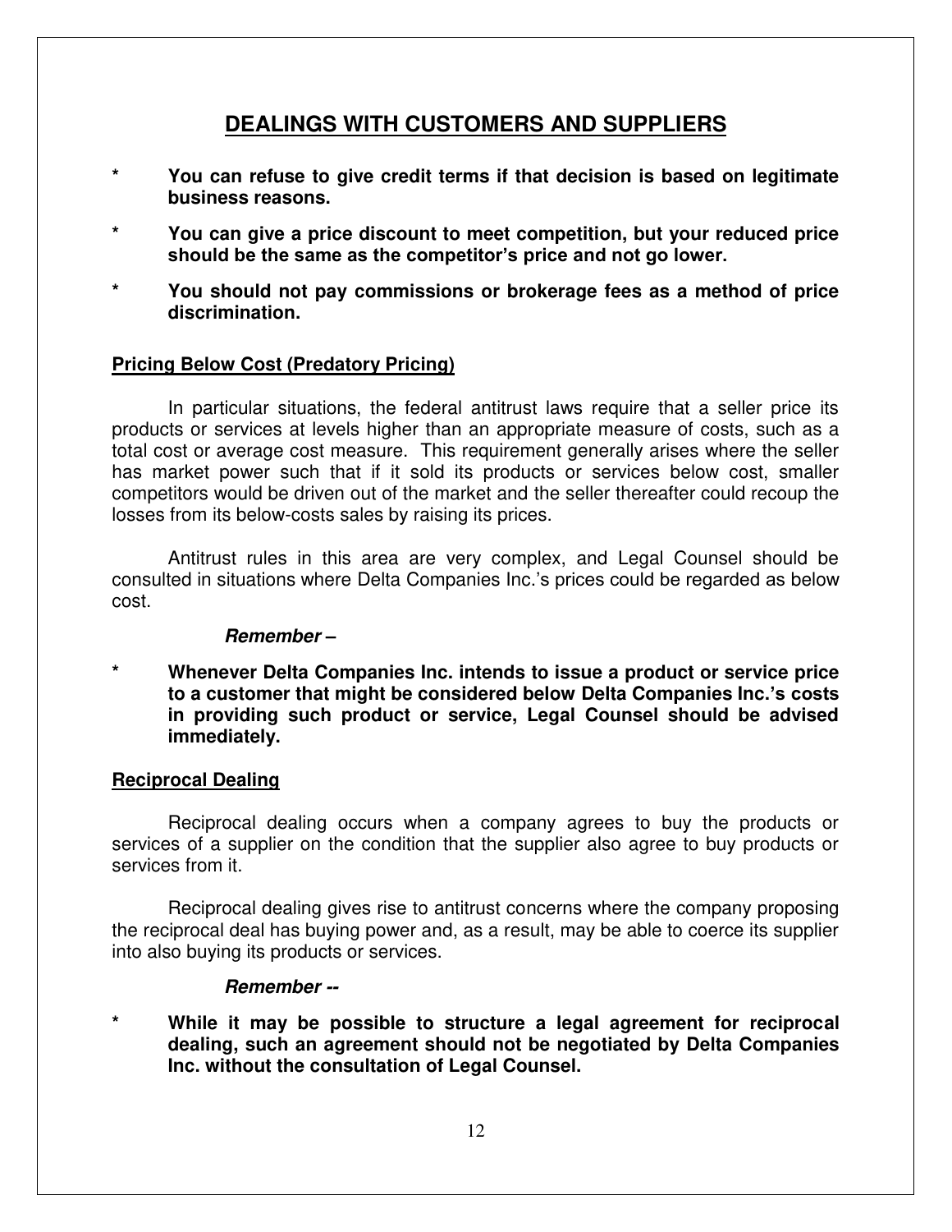## DEALINGS WITH CUSTOMERS AND SUPPLIERS

- **You can refuse to give credit terms if that decision is based on legitimate business reasons.**
- **You can give a price discount to meet competition, but your reduced price should be the same as the competitor's price and not go lower.**
- **You should not pay commissions or brokerage fees as a method of price discrimination.**

### Pricing Below Cost (Predatory Pricing)

In particular situations, the federal antitrust laws require that a seller price its products or services at levels higher than an appropriate measure of costs, such as a total cost or average cost measure. This requirement generally arises where the seller has market power such that if it sold its products or services below cost, smaller competitors would be driven out of the market and the seller thereafter could recoup the losses from its below-costs sales by raising its prices.

Antitrust rules in this area are very complex, and Legal Counsel should be consulted in situations where Delta Companies Inc.'s prices could be regarded as below cost.

***Remember –***

- **Whenever Delta Companies Inc. intends to issue a product or service price to a customer that might be considered below Delta Companies Inc.'s costs in providing such product or service, Legal Counsel should be advised immediately.**

### Reciprocal Dealing

Reciprocal dealing occurs when a company agrees to buy the products or services of a supplier on the condition that the supplier also agree to buy products or services from it.

Reciprocal dealing gives rise to antitrust concerns where the company proposing the reciprocal deal has buying power and, as a result, may be able to coerce its supplier into also buying its products or services.

***Remember --***

- **While it may be possible to structure a legal agreement for reciprocal dealing, such an agreement should not be negotiated by Delta Companies Inc. without the consultation of Legal Counsel.**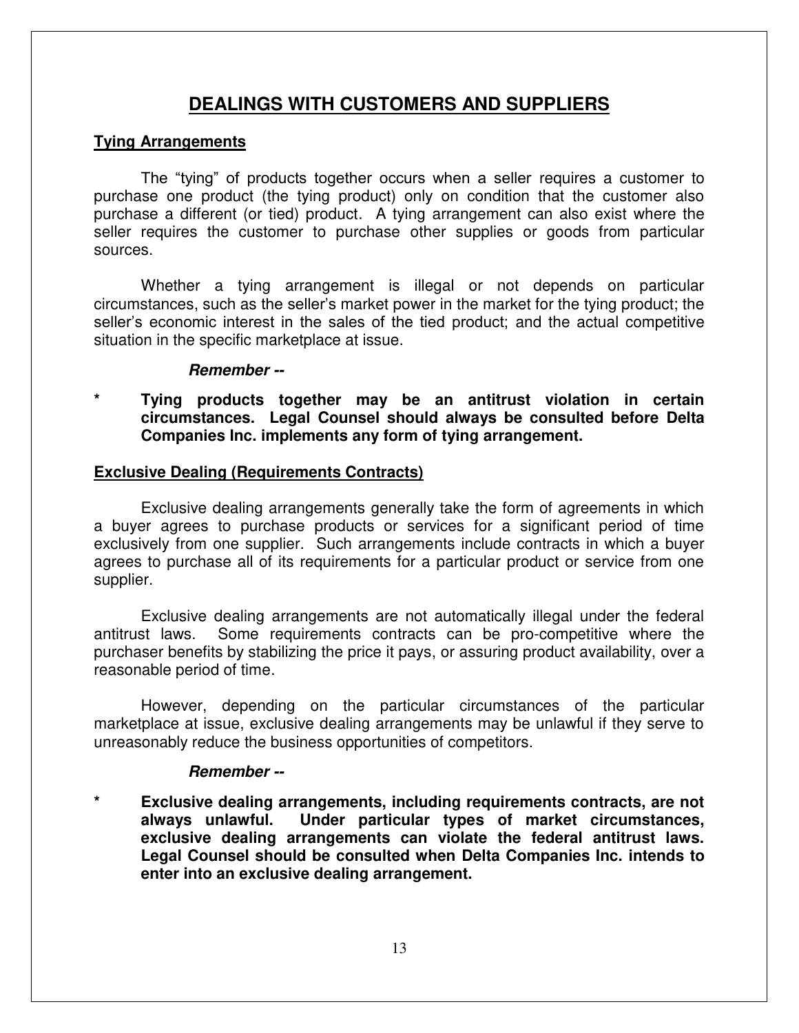# DEALINGS WITH CUSTOMERS AND SUPPLIERS

## Tying Arrangements

The "tying" of products together occurs when a seller requires a customer to purchase one product (the tying product) only on condition that the customer also purchase a different (or tied) product. A tying arrangement can also exist where the seller requires the customer to purchase other supplies or goods from particular sources.

Whether a tying arrangement is illegal or not depends on particular circumstances, such as the seller's market power in the market for the tying product; the seller's economic interest in the sales of the tied product; and the actual competitive situation in the specific marketplace at issue.

***Remember --***

* **Tying products together may be an antitrust violation in certain circumstances. Legal Counsel should always be consulted before Delta Companies Inc. implements any form of tying arrangement.**

## Exclusive Dealing (Requirements Contracts)

Exclusive dealing arrangements generally take the form of agreements in which a buyer agrees to purchase products or services for a significant period of time exclusively from one supplier. Such arrangements include contracts in which a buyer agrees to purchase all of its requirements for a particular product or service from one supplier.

Exclusive dealing arrangements are not automatically illegal under the federal antitrust laws. Some requirements contracts can be pro-competitive where the purchaser benefits by stabilizing the price it pays, or assuring product availability, over a reasonable period of time.

However, depending on the particular circumstances of the particular marketplace at issue, exclusive dealing arrangements may be unlawful if they serve to unreasonably reduce the business opportunities of competitors.

***Remember --***

* **Exclusive dealing arrangements, including requirements contracts, are not always unlawful. Under particular types of market circumstances, exclusive dealing arrangements can violate the federal antitrust laws. Legal Counsel should be consulted when Delta Companies Inc. intends to enter into an exclusive dealing arrangement.**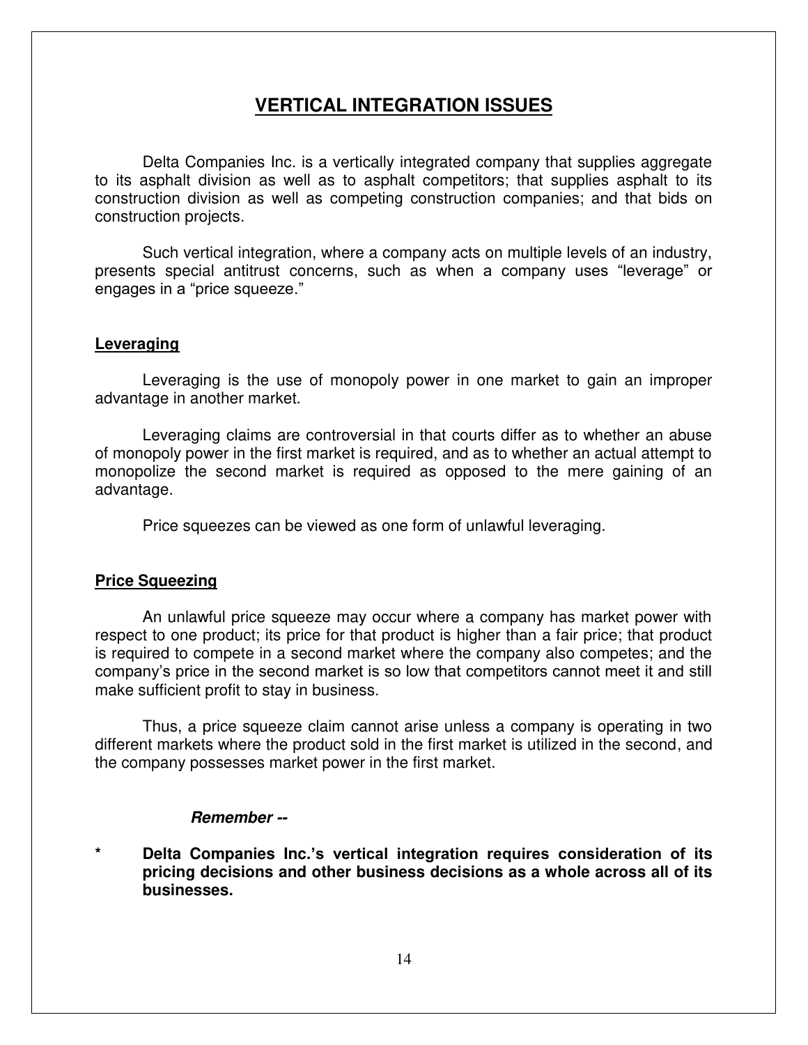# VERTICAL INTEGRATION ISSUES

Delta Companies Inc. is a vertically integrated company that supplies aggregate to its asphalt division as well as to asphalt competitors; that supplies asphalt to its construction division as well as competing construction companies; and that bids on construction projects.

Such vertical integration, where a company acts on multiple levels of an industry, presents special antitrust concerns, such as when a company uses "leverage" or engages in a "price squeeze."

## Leveraging

Leveraging is the use of monopoly power in one market to gain an improper advantage in another market.

Leveraging claims are controversial in that courts differ as to whether an abuse of monopoly power in the first market is required, and as to whether an actual attempt to monopolize the second market is required as opposed to the mere gaining of an advantage.

Price squeezes can be viewed as one form of unlawful leveraging.

## Price Squeezing

An unlawful price squeeze may occur where a company has market power with respect to one product; its price for that product is higher than a fair price; that product is required to compete in a second market where the company also competes; and the company's price in the second market is so low that competitors cannot meet it and still make sufficient profit to stay in business.

Thus, a price squeeze claim cannot arise unless a company is operating in two different markets where the product sold in the first market is utilized in the second, and the company possesses market power in the first market.

***Remember --***

* **Delta Companies Inc.'s vertical integration requires consideration of its pricing decisions and other business decisions as a whole across all of its businesses.**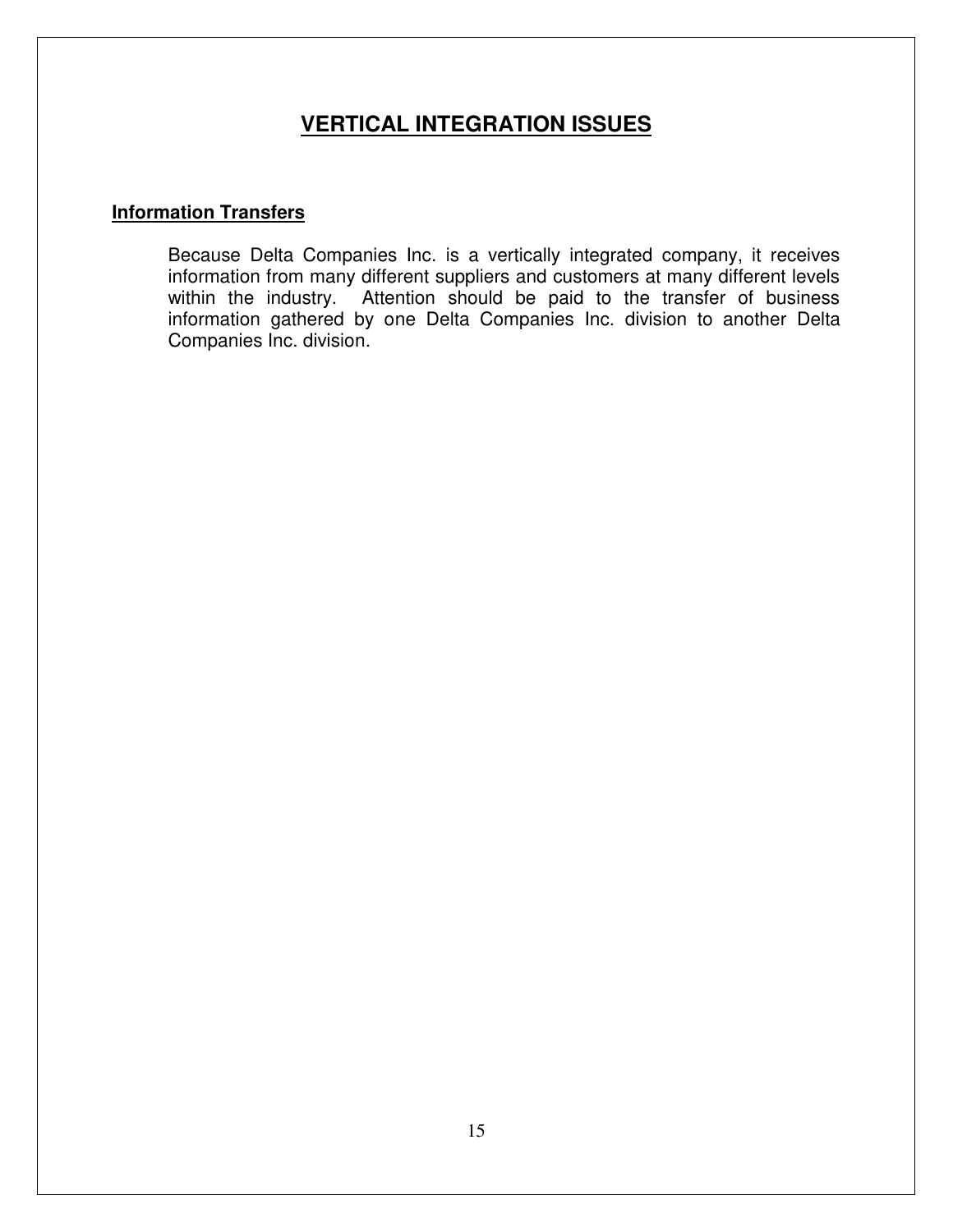# VERTICAL INTEGRATION ISSUES

## Information Transfers

Because Delta Companies Inc. is a vertically integrated company, it receives information from many different suppliers and customers at many different levels within the industry. Attention should be paid to the transfer of business information gathered by one Delta Companies Inc. division to another Delta Companies Inc. division.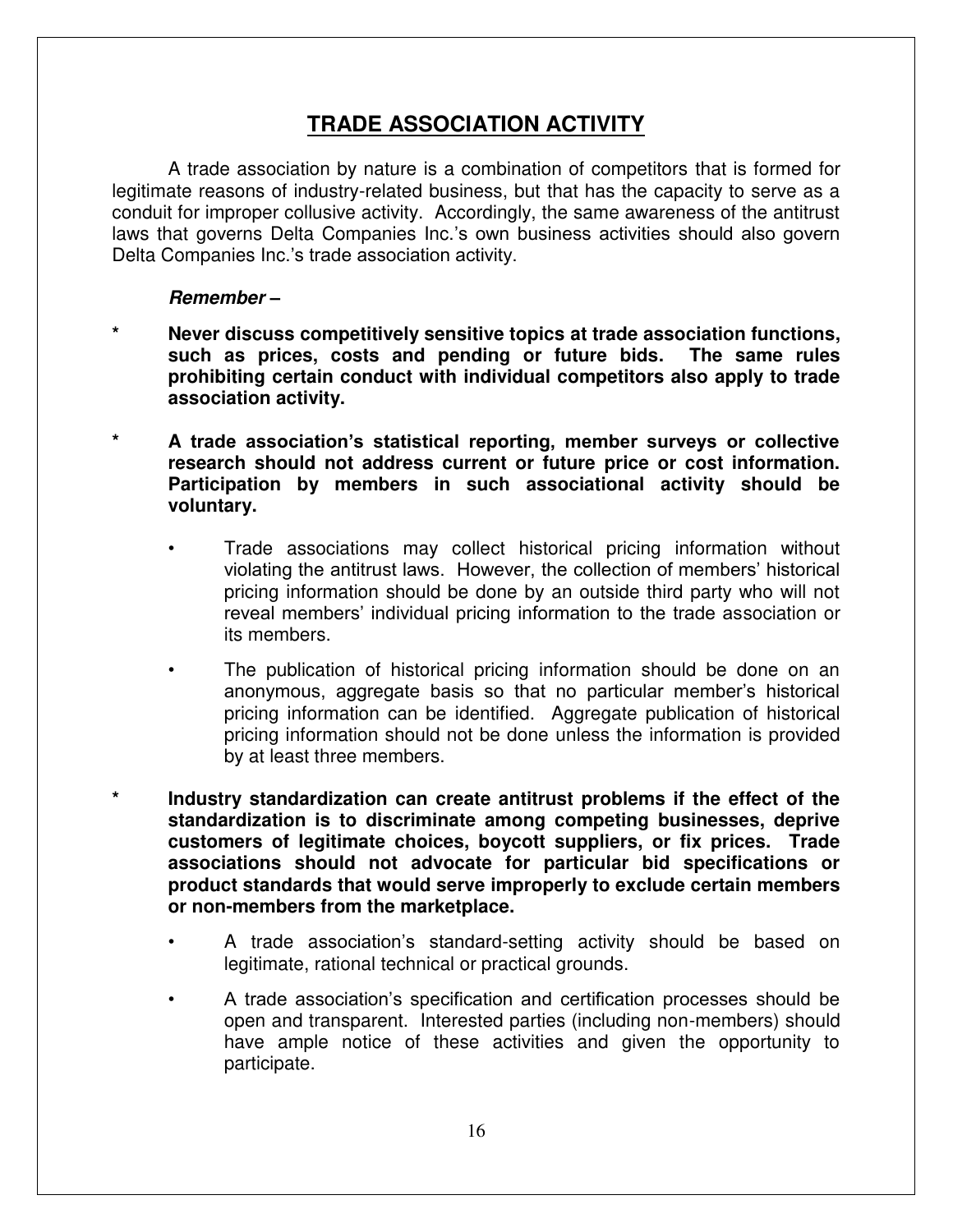# TRADE ASSOCIATION ACTIVITY

A trade association by nature is a combination of competitors that is formed for legitimate reasons of industry-related business, but that has the capacity to serve as a conduit for improper collusive activity. Accordingly, the same awareness of the antitrust laws that governs Delta Companies Inc.'s own business activities should also govern Delta Companies Inc.'s trade association activity.

***Remember –***

* **Never discuss competitively sensitive topics at trade association functions, such as prices, costs and pending or future bids. The same rules prohibiting certain conduct with individual competitors also apply to trade association activity.**

* **A trade association's statistical reporting, member surveys or collective research should not address current or future price or cost information. Participation by members in such associational activity should be voluntary.**

  - Trade associations may collect historical pricing information without violating the antitrust laws. However, the collection of members' historical pricing information should be done by an outside third party who will not reveal members' individual pricing information to the trade association or its members.

  - The publication of historical pricing information should be done on an anonymous, aggregate basis so that no particular member's historical pricing information can be identified. Aggregate publication of historical pricing information should not be done unless the information is provided by at least three members.

* **Industry standardization can create antitrust problems if the effect of the standardization is to discriminate among competing businesses, deprive customers of legitimate choices, boycott suppliers, or fix prices. Trade associations should not advocate for particular bid specifications or product standards that would serve improperly to exclude certain members or non-members from the marketplace.**

  - A trade association's standard-setting activity should be based on legitimate, rational technical or practical grounds.

  - A trade association's specification and certification processes should be open and transparent. Interested parties (including non-members) should have ample notice of these activities and given the opportunity to participate.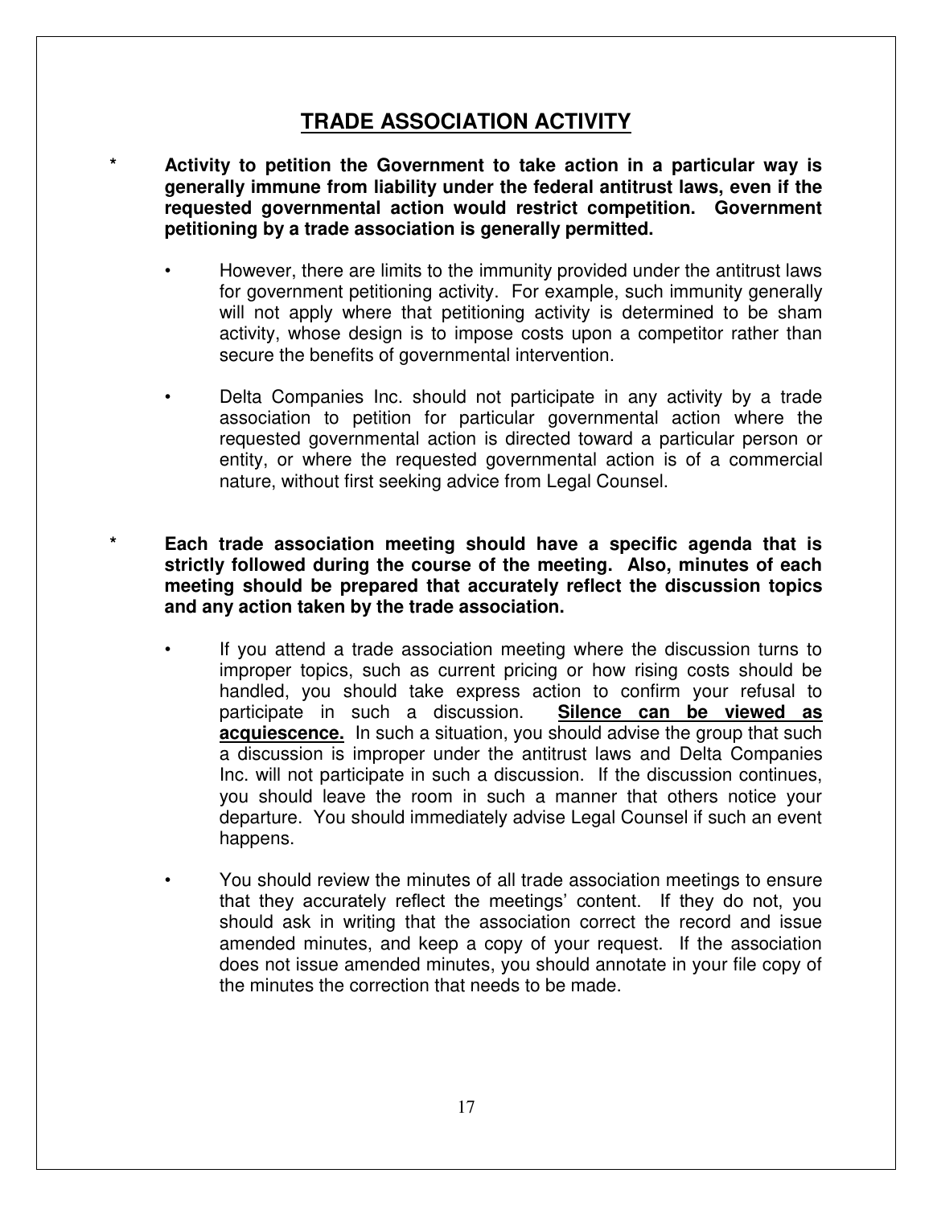# **TRADE ASSOCIATION ACTIVITY**

* **Activity to petition the Government to take action in a particular way is generally immune from liability under the federal antitrust laws, even if the requested governmental action would restrict competition. Government petitioning by a trade association is generally permitted.**

    - However, there are limits to the immunity provided under the antitrust laws for government petitioning activity. For example, such immunity generally will not apply where that petitioning activity is determined to be sham activity, whose design is to impose costs upon a competitor rather than secure the benefits of governmental intervention.

    - Delta Companies Inc. should not participate in any activity by a trade association to petition for particular governmental action where the requested governmental action is directed toward a particular person or entity, or where the requested governmental action is of a commercial nature, without first seeking advice from Legal Counsel.

* **Each trade association meeting should have a specific agenda that is strictly followed during the course of the meeting. Also, minutes of each meeting should be prepared that accurately reflect the discussion topics and any action taken by the trade association.**

    - If you attend a trade association meeting where the discussion turns to improper topics, such as current pricing or how rising costs should be handled, you should take express action to confirm your refusal to participate in such a discussion. **<u>Silence can be viewed as acquiescence.</u>** In such a situation, you should advise the group that such a discussion is improper under the antitrust laws and Delta Companies Inc. will not participate in such a discussion. If the discussion continues, you should leave the room in such a manner that others notice your departure. You should immediately advise Legal Counsel if such an event happens.

    - You should review the minutes of all trade association meetings to ensure that they accurately reflect the meetings' content. If they do not, you should ask in writing that the association correct the record and issue amended minutes, and keep a copy of your request. If the association does not issue amended minutes, you should annotate in your file copy of the minutes the correction that needs to be made.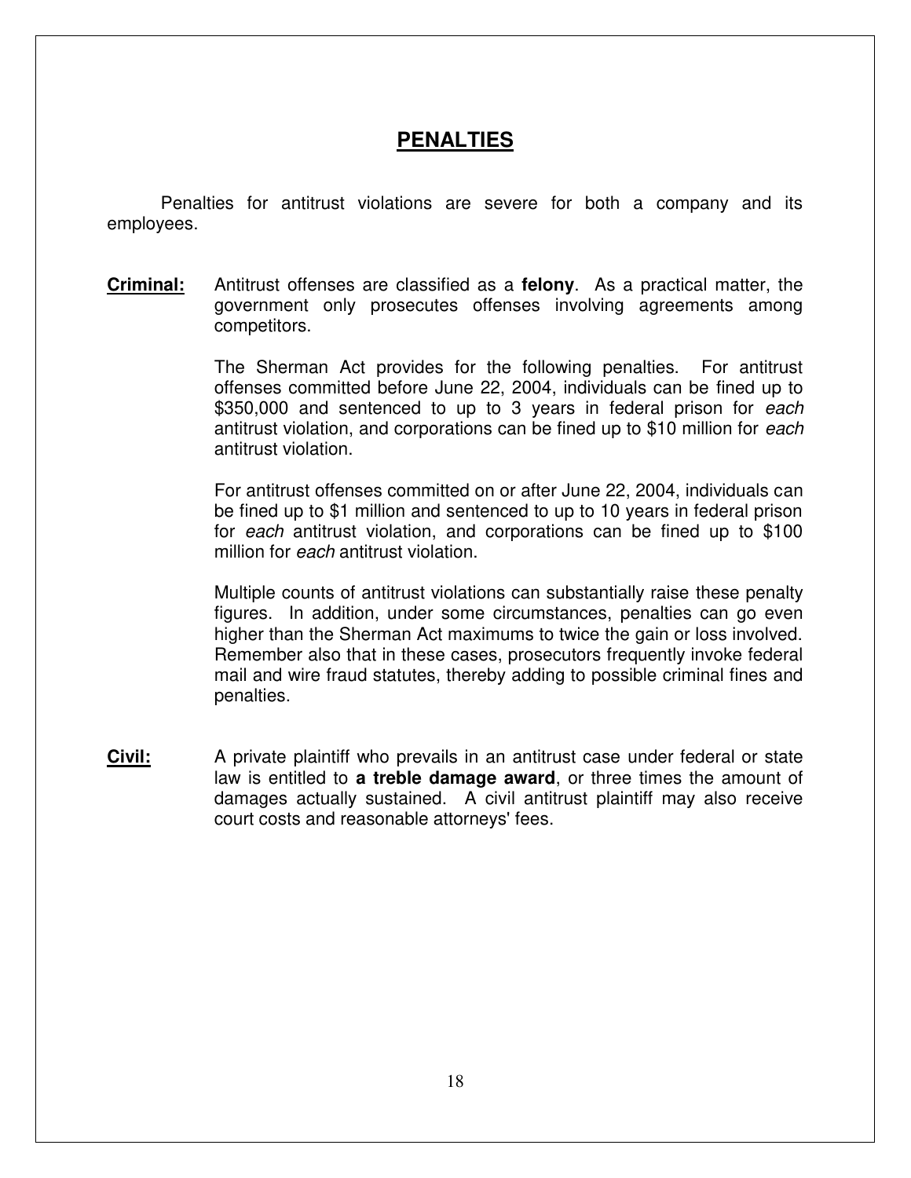# PENALTIES

Penalties for antitrust violations are severe for both a company and its employees.

**Criminal:** Antitrust offenses are classified as a **felony**. As a practical matter, the government only prosecutes offenses involving agreements among competitors.

The Sherman Act provides for the following penalties. For antitrust offenses committed before June 22, 2004, individuals can be fined up to $350,000 and sentenced to up to 3 years in federal prison for *each* antitrust violation, and corporations can be fined up to $10 million for *each* antitrust violation.

For antitrust offenses committed on or after June 22, 2004, individuals can be fined up to $1 million and sentenced to up to 10 years in federal prison for *each* antitrust violation, and corporations can be fined up to $100 million for *each* antitrust violation.

Multiple counts of antitrust violations can substantially raise these penalty figures. In addition, under some circumstances, penalties can go even higher than the Sherman Act maximums to twice the gain or loss involved. Remember also that in these cases, prosecutors frequently invoke federal mail and wire fraud statutes, thereby adding to possible criminal fines and penalties.

**Civil:** A private plaintiff who prevails in an antitrust case under federal or state law is entitled to **a treble damage award**, or three times the amount of damages actually sustained. A civil antitrust plaintiff may also receive court costs and reasonable attorneys' fees.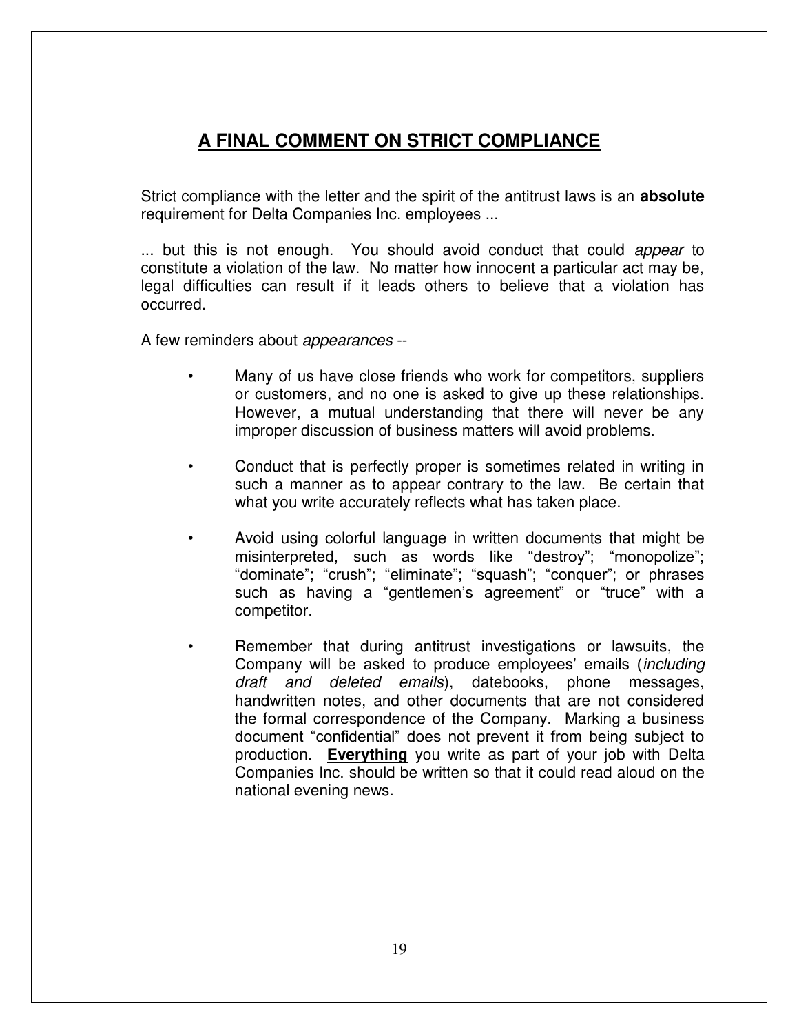## A FINAL COMMENT ON STRICT COMPLIANCE

Strict compliance with the letter and the spirit of the antitrust laws is an **absolute** requirement for Delta Companies Inc. employees ...

... but this is not enough. You should avoid conduct that could *appear* to constitute a violation of the law. No matter how innocent a particular act may be, legal difficulties can result if it leads others to believe that a violation has occurred.

A few reminders about *appearances* --

- Many of us have close friends who work for competitors, suppliers or customers, and no one is asked to give up these relationships. However, a mutual understanding that there will never be any improper discussion of business matters will avoid problems.

- Conduct that is perfectly proper is sometimes related in writing in such a manner as to appear contrary to the law. Be certain that what you write accurately reflects what has taken place.

- Avoid using colorful language in written documents that might be misinterpreted, such as words like "destroy"; "monopolize"; "dominate"; "crush"; "eliminate"; "squash"; "conquer"; or phrases such as having a "gentlemen's agreement" or "truce" with a competitor.

- Remember that during antitrust investigations or lawsuits, the Company will be asked to produce employees' emails (*including draft and deleted emails*), datebooks, phone messages, handwritten notes, and other documents that are not considered the formal correspondence of the Company. Marking a business document "confidential" does not prevent it from being subject to production. **Everything** you write as part of your job with Delta Companies Inc. should be written so that it could read aloud on the national evening news.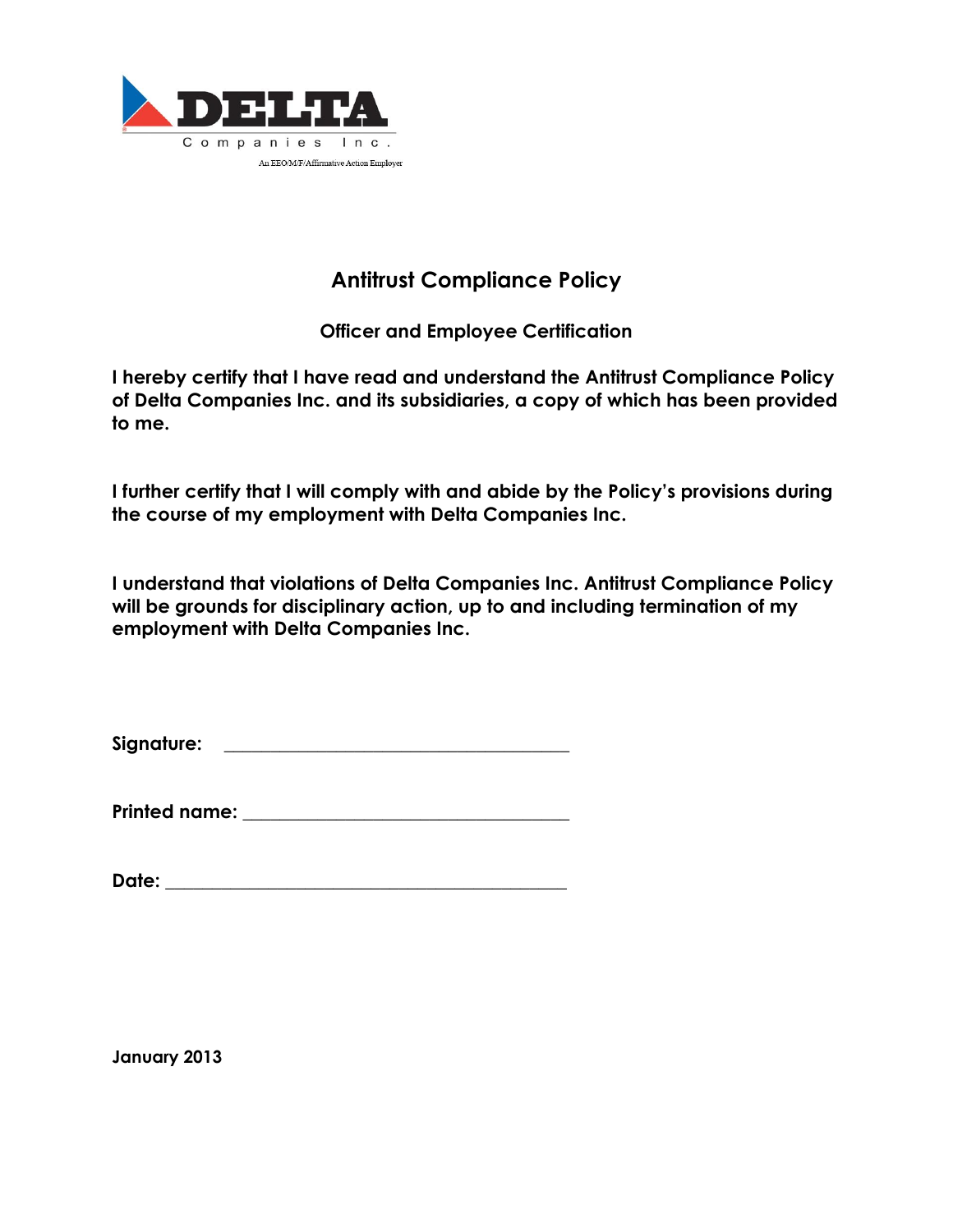DELTA

Companies Inc.

An EEO/M/F/Affirmative Action Employer

## Antitrust Compliance Policy

### Officer and Employee Certification

**I hereby certify that I have read and understand the Antitrust Compliance Policy of Delta Companies Inc. and its subsidiaries, a copy of which has been provided to me.**

**I further certify that I will comply with and abide by the Policy's provisions during the course of my employment with Delta Companies Inc.**

**I understand that violations of Delta Companies Inc. Antitrust Compliance Policy will be grounds for disciplinary action, up to and including termination of my employment with Delta Companies Inc.**

**Signature:** ______________________________________

**Printed name:** ___________________________________

**Date:** __________________________________________

**January 2013**